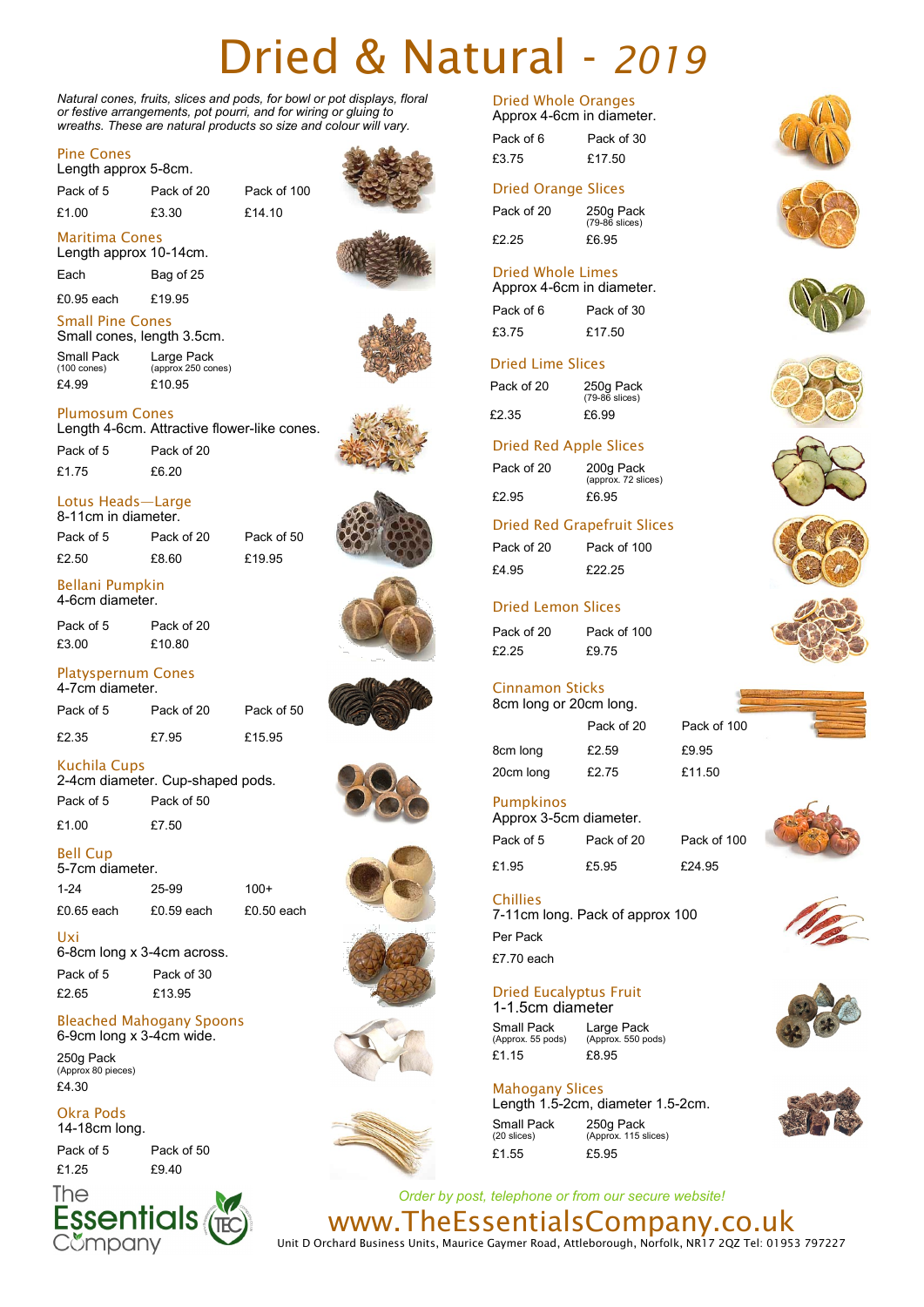# Dried & Natural - *2019*

*Natural cones, fruits, slices and pods, for bowl or pot displays, floral or festive arrangements, pot pourri, and for wiring or gluing to wreaths. These are natural products so size and colour will vary.*

## Pine Cones

Length approx 5-8cm.

| Pack of 5 | Pack of 20 | Pack of 100 |
|---|---|---|
| £1.00 | £3.30 | £14.10 |

## Maritima Cones

Length approx 10-14cm.

| Each | Bag of 25 |
|---|---|
| £0.95 each | £19.95 |

## Small Pine Cones

Small cones, length 3.5cm.

| Small Pack (100 cones) | Large Pack (approx 250 cones) |
|---|---|
| £4.99 | £10.95 |

## Plumosum Cones

Length 4-6cm. Attractive flower-like cones.

| Pack of 5 | Pack of 20 |
|---|---|
| £1.75 | £6.20 |

## Lotus Heads—Large

8-11cm in diameter.

| Pack of 5 | Pack of 20 | Pack of 50 |
|---|---|---|
| £2.50 | £8.60 | £19.95 |

## Bellani Pumpkin

4-6cm diameter.

| Pack of 5 | Pack of 20 |
|---|---|
| £3.00 | £10.80 |

## Platyspernum Cones

4-7cm diameter.

| Pack of 5 | Pack of 20 | Pack of 50 |
|---|---|---|
| £2.35 | £7.95 | £15.95 |

## Kuchila Cups

2-4cm diameter. Cup-shaped pods.

| Pack of 5 | Pack of 50 |
|---|---|
| £1.00 | £7.50 |

## Bell Cup

5-7cm diameter.

| 1-24 | 25-99 | 100+ |
|---|---|---|
| £0.65 each | £0.59 each | £0.50 each |

## Uxi

6-8cm long x 3-4cm across.

| Pack of 5 | Pack of 30 |
|---|---|
| £2.65 | £13.95 |

## Bleached Mahogany Spoons

6-9cm long x 3-4cm wide.

| 250g Pack (Approx 80 pieces) |
|---|
| £4.30 |

## Okra Pods

14-18cm long.

| Pack of 5 | Pack of 50 |
|---|---|
| £1.25 | £9.40 |

## Dried Whole Oranges

Approx 4-6cm in diameter.

| Pack of 6 | Pack of 30 |
|---|---|
| £3.75 | £17.50 |

## Dried Orange Slices

| Pack of 20 | 250g Pack (79-86 slices) |
|---|---|
| £2.25 | £6.95 |

## Dried Whole Limes

Approx 4-6cm in diameter.

| Pack of 6 | Pack of 30 |
|---|---|
| £3.75 | £17.50 |

## Dried Lime Slices

| Pack of 20 | 250g Pack (79-86 slices) |
|---|---|
| £2.35 | £6.99 |

## Dried Red Apple Slices

| Pack of 20 | 200g Pack (approx. 72 slices) |
|---|---|
| £2.95 | £6.95 |

## Dried Red Grapefruit Slices

| Pack of 20 | Pack of 100 |
|---|---|
| £4.95 | £22.25 |

## Dried Lemon Slices

| Pack of 20 | Pack of 100 |
|---|---|
| £2.25 | £9.75 |

## Cinnamon Sticks

8cm long or 20cm long.

| | Pack of 20 | Pack of 100 |
|---|---|---|
| 8cm long | £2.59 | £9.95 |
| 20cm long | £2.75 | £11.50 |

## Pumpkinos

Approx 3-5cm diameter.

| Pack of 5 | Pack of 20 | Pack of 100 |
|---|---|---|
| £1.95 | £5.95 | £24.95 |

## Chillies

7-11cm long. Pack of approx 100

| Per Pack |
|---|
| £7.70 each |

## Dried Eucalyptus Fruit

1-1.5cm diameter

| Small Pack (Approx. 55 pods) | Large Pack (Approx. 550 pods) |
|---|---|
| £1.15 | £8.95 |

## Mahogany Slices

Length 1.5-2cm, diameter 1.5-2cm.

| Small Pack (20 slices) | 250g Pack (Approx. 115 slices) |
|---|---|
| £1.55 | £5.95 |

The Essentials Company

*Order by post, telephone or from our secure website!*

www.TheEssentialsCompany.co.uk

Unit D Orchard Business Units, Maurice Gaymer Road, Attleborough, Norfolk, NR17 2QZ Tel: 01953 797227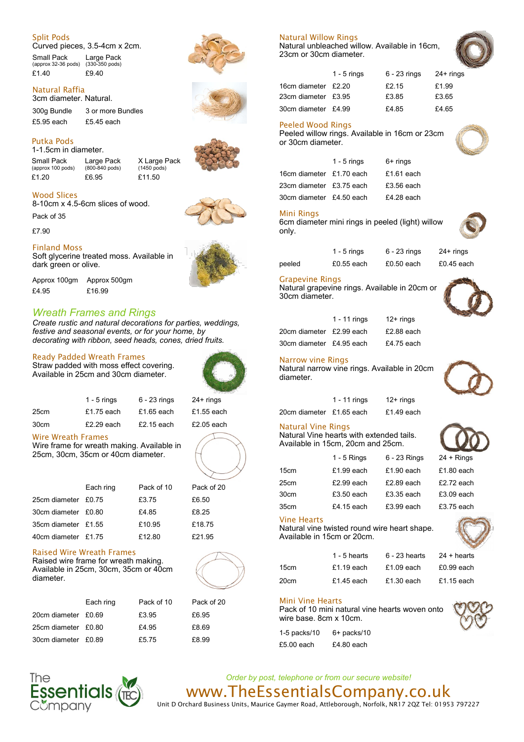### Split Pods

Curved pieces, 3.5-4cm x 2cm.

| Small Pack (approx 32-36 pods) | Large Pack (330-350 pods) |
|---|---|
| £1.40 | £9.40 |

### Natural Raffia

3cm diameter. Natural.

| 300g Bundle | 3 or more Bundles |
|---|---|
| £5.95 each | £5.45 each |

### Putka Pods

1-1.5cm in diameter.

| Small Pack (approx 100 pods) | Large Pack (800-840 pods) | X Large Pack (1450 pods) |
|---|---|---|
| £1.20 | £6.95 | £11.50 |

### Wood Slices

8-10cm x 4.5-6cm slices of wood.

Pack of 35

£7.90

### Finland Moss

Soft glycerine treated moss. Available in dark green or olive.

| Approx 100gm | Approx 500gm |
|---|---|
| £4.95 | £16.99 |

## *Wreath Frames and Rings*

*Create rustic and natural decorations for parties, weddings, festive and seasonal events, or for your home, by decorating with ribbon, seed heads, cones, dried fruits.*

### Ready Padded Wreath Frames

Straw padded with moss effect covering. Available in 25cm and 30cm diameter.

| | 1 - 5 rings | 6 - 23 rings | 24+ rings |
|---|---|---|---|
| 25cm | £1.75 each | £1.65 each | £1.55 each |
| 30cm | £2.29 each | £2.15 each | £2.05 each |

### Wire Wreath Frames

Wire frame for wreath making. Available in 25cm, 30cm, 35cm or 40cm diameter.

| | Each ring | Pack of 10 | Pack of 20 |
|---|---|---|---|
| 25cm diameter | £0.75 | £3.75 | £6.50 |
| 30cm diameter | £0.80 | £4.85 | £8.25 |
| 35cm diameter | £1.55 | £10.95 | £18.75 |
| 40cm diameter | £1.75 | £12.80 | £21.95 |

### Raised Wire Wreath Frames

Raised wire frame for wreath making. Available in 25cm, 30cm, 35cm or 40cm diameter.

| | Each ring | Pack of 10 | Pack of 20 |
|---|---|---|---|
| 20cm diameter | £0.69 | £3.95 | £6.95 |
| 25cm diameter | £0.80 | £4.95 | £8.69 |
| 30cm diameter | £0.89 | £5.75 | £8.99 |

### Natural Willow Rings

Natural unbleached willow. Available in 16cm, 23cm or 30cm diameter.

| | 1 - 5 rings | 6 - 23 rings | 24+ rings |
|---|---|---|---|
| 16cm diameter | £2.20 | £2.15 | £1.99 |
| 23cm diameter | £3.95 | £3.85 | £3.65 |
| 30cm diameter | £4.99 | £4.85 | £4.65 |

### Peeled Wood Rings

Peeled willow rings. Available in 16cm or 23cm or 30cm diameter.

| | 1 - 5 rings | 6+ rings |
|---|---|---|
| 16cm diameter | £1.70 each | £1.61 each |
| 23cm diameter | £3.75 each | £3.56 each |
| 30cm diameter | £4.50 each | £4.28 each |

### Mini Rings

6cm diameter mini rings in peeled (light) willow only.

| | 1 - 5 rings | 6 - 23 rings | 24+ rings |
|---|---|---|---|
| peeled | £0.55 each | £0.50 each | £0.45 each |

### Grapevine Rings

Natural grapevine rings. Available in 20cm or 30cm diameter.

| | 1 - 11 rings | 12+ rings |
|---|---|---|
| 20cm diameter | £2.99 each | £2.88 each |
| 30cm diameter | £4.95 each | £4.75 each |

### Narrow vine Rings

Natural narrow vine rings. Available in 20cm diameter.

| | 1 - 11 rings | 12+ rings |
|---|---|---|
| 20cm diameter | £1.65 each | £1.49 each |

### Natural Vine Rings

Natural Vine hearts with extended tails. Available in 15cm, 20cm and 25cm.

| | 1 - 5 Rings | 6 - 23 Rings | 24 + Rings |
|---|---|---|---|
| 15cm | £1.99 each | £1.90 each | £1.80 each |
| 25cm | £2.99 each | £2.89 each | £2.72 each |
| 30cm | £3.50 each | £3.35 each | £3.09 each |
| 35cm | £4.15 each | £3.99 each | £3.75 each |

### Vine Hearts

Natural vine twisted round wire heart shape. Available in 15cm or 20cm.

| | 1 - 5 hearts | 6 - 23 hearts | 24 + hearts |
|---|---|---|---|
| 15cm | £1.19 each | £1.09 each | £0.99 each |
| 20cm | £1.45 each | £1.30 each | £1.15 each |

### Mini Vine Hearts

Pack of 10 mini natural vine hearts woven onto wire base. 8cm x 10cm.

| 1-5 packs/10 | 6+ packs/10 |
|---|---|
| £5.00 each | £4.80 each |

The Essentials Company

*Order by post, telephone or from our secure website!*

www.TheEssentialsCompany.co.uk

Unit D Orchard Business Units, Maurice Gaymer Road, Attleborough, Norfolk, NR17 2QZ Tel: 01953 797227